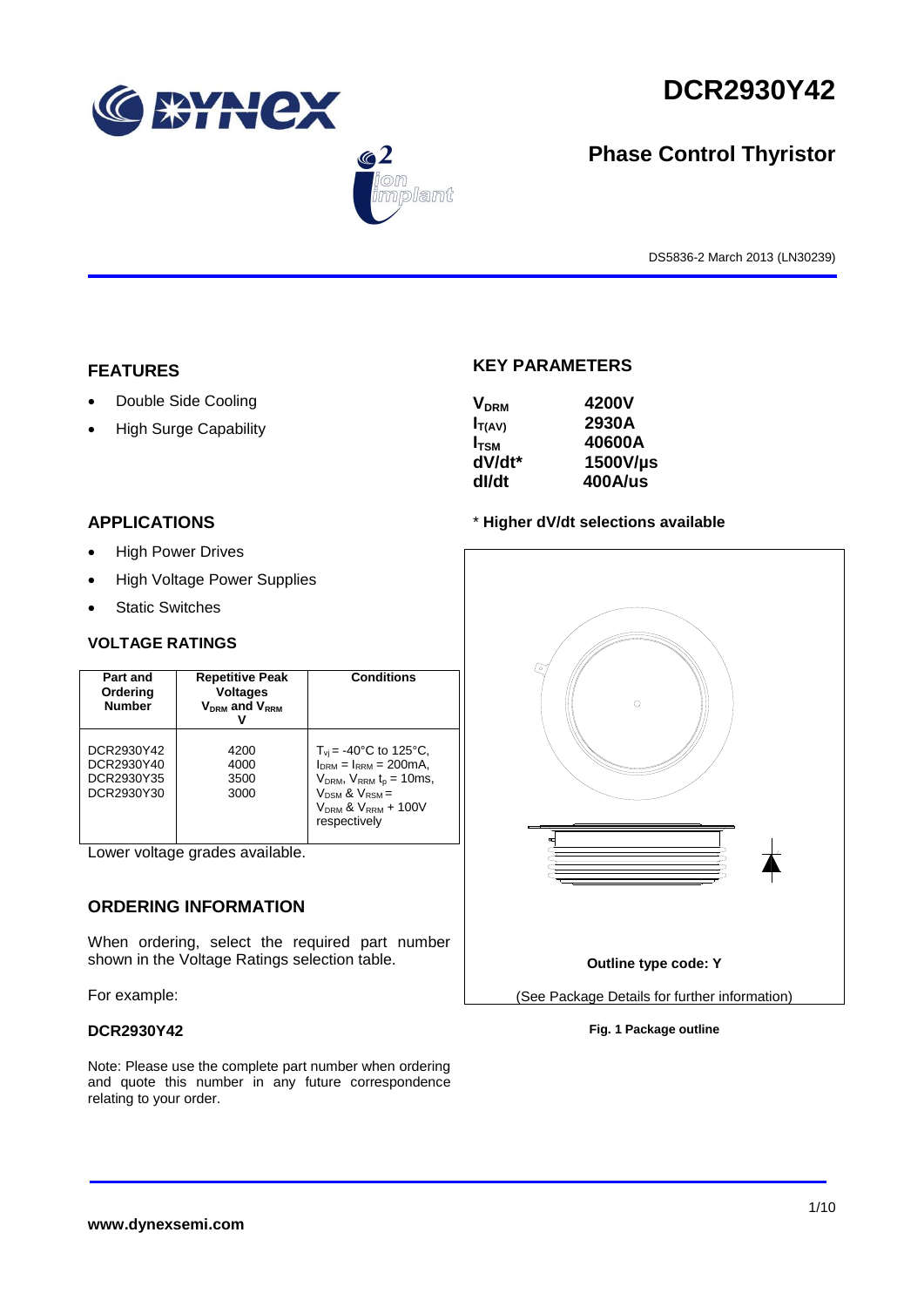# DCR2930Y42

## Phase Control Thyristor

DS5836-2 March 2013 (LN30239)

## FEATURES

- Double Side Cooling
- High Surge Capability

## APPLICATIONS

- High Power Drives
- High Voltage Power Supplies
- Static Switches

## KEY PARAMETERS

| | |
|---|---|
| $V_{DRM}$ | 4200V |
| $I_{T(AV)}$ | 2930A |
| $I_{TSM}$ | 40600A |
| dV/dt* | 1500V/µs |
| dI/dt | 400A/us |

**\* Higher dV/dt selections available**

### VOLTAGE RATINGS

| Part and Ordering Number | Repetitive Peak Voltages $V_{DRM}$ and $V_{RRM}$ V | Conditions |
|---|---|---|
| DCR2930Y42<br>DCR2930Y40<br>DCR2930Y35<br>DCR2930Y30 | 4200<br>4000<br>3500<br>3000 | $T_{vj}$ = -40°C to 125°C, $I_{DRM}$ = $I_{RRM}$ = 200mA, $V_{DRM}$, $V_{RRM}$ $t_p$ = 10ms, $V_{DSM}$ & $V_{RSM}$ = $V_{DRM}$ & $V_{RRM}$ + 100V respectively |

Lower voltage grades available.

## ORDERING INFORMATION

When ordering, select the required part number shown in the Voltage Ratings selection table.

For example:

**DCR2930Y42**

Note: Please use the complete part number when ordering and quote this number in any future correspondence relating to your order.

**Outline type code: Y**

(See Package Details for further information)

**Fig. 1 Package outline**

**www.dynexsemi.com**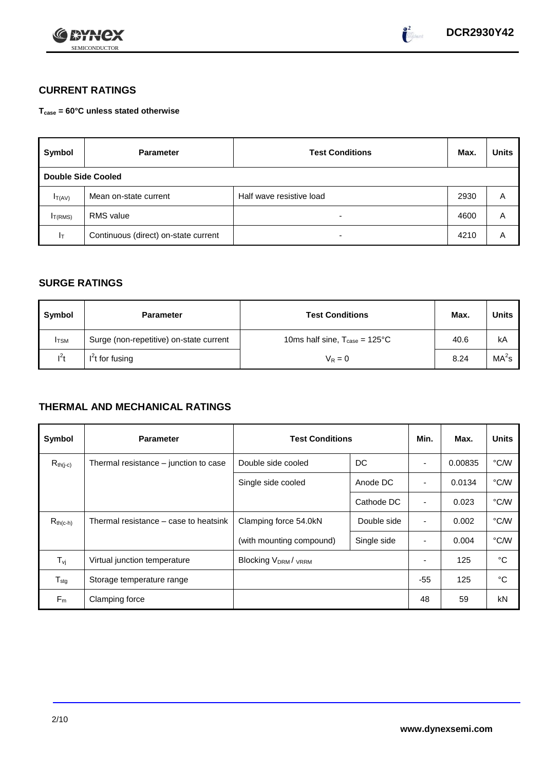## CURRENT RATINGS

**$T_{case}$ = 60°C unless stated otherwise**

| Symbol | Parameter | Test Conditions | Max. | Units |
|---|---|---|---|---|
| **Double Side Cooled** | | | | |
| $I_{T(AV)}$ | Mean on-state current | Half wave resistive load | 2930 | A |
| $I_{T(RMS)}$ | RMS value | - | 4600 | A |
| $I_T$ | Continuous (direct) on-state current | - | 4210 | A |

## SURGE RATINGS

| Symbol | Parameter | Test Conditions | Max. | Units |
|---|---|---|---|---|
| $I_{TSM}$ | Surge (non-repetitive) on-state current | 10ms half sine, $T_{case}$ = 125°C | 40.6 | kA |
| $I^2t$ | $I^2t$ for fusing | $V_R = 0$ | 8.24 | $MA^2s$ |

## THERMAL AND MECHANICAL RATINGS

| Symbol | Parameter | Test Conditions | | Min. | Max. | Units |
|---|---|---|---|---|---|---|
| $R_{th(j-c)}$ | Thermal resistance – junction to case | Double side cooled | DC | - | 0.00835 | °C/W |
| | | Single side cooled | Anode DC | - | 0.0134 | °C/W |
| | | | Cathode DC | - | 0.023 | °C/W |
| $R_{th(c-h)}$ | Thermal resistance – case to heatsink | Clamping force 54.0kN | Double side | - | 0.002 | °C/W |
| | | (with mounting compound) | Single side | - | 0.004 | °C/W |
| $T_{vj}$ | Virtual junction temperature | Blocking $V_{DRM}$ / $V_{RRM}$ | | - | 125 | °C |
| $T_{stg}$ | Storage temperature range | | | -55 | 125 | °C |
| $F_m$ | Clamping force | | | 48 | 59 | kN |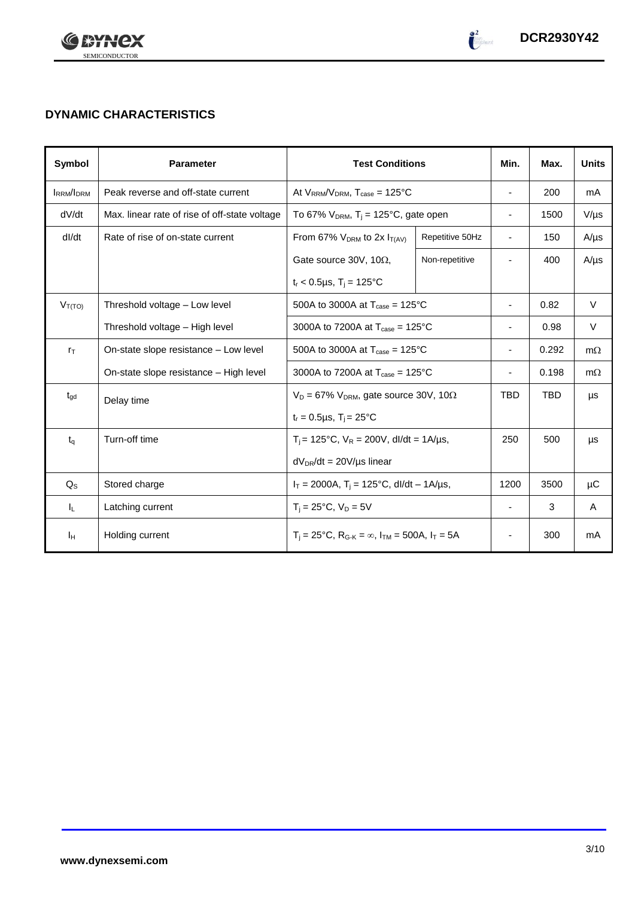## DYNAMIC CHARACTERISTICS

| Symbol | Parameter | Test Conditions | | Min. | Max. | Units |
|---|---|---|---|---|---|---|
| $I_{RRM}/I_{DRM}$ | Peak reverse and off-state current | At $V_{RRM}/V_{DRM}$, $T_{case}$ = 125°C | | - | 200 | mA |
| dV/dt | Max. linear rate of rise of off-state voltage | To 67% $V_{DRM}$, $T_j$ = 125°C, gate open | | - | 1500 | V/µs |
| dI/dt | Rate of rise of on-state current | From 67% $V_{DRM}$ to 2x $I_{T(AV)}$ | Repetitive 50Hz | - | 150 | A/µs |
| | | Gate source 30V, 10Ω, | Non-repetitive | - | 400 | A/µs |
| | | $t_r$ < 0.5µs, $T_j$ = 125°C | | | | |
| $V_{T(TO)}$ | Threshold voltage – Low level | 500A to 3000A at $T_{case}$ = 125°C | | - | 0.82 | V |
| | Threshold voltage – High level | 3000A to 7200A at $T_{case}$ = 125°C | | - | 0.98 | V |
| $r_T$ | On-state slope resistance – Low level | 500A to 3000A at $T_{case}$ = 125°C | | - | 0.292 | mΩ |
| | On-state slope resistance – High level | 3000A to 7200A at $T_{case}$ = 125°C | | - | 0.198 | mΩ |
| $t_{gd}$ | Delay time | $V_D$ = 67% $V_{DRM}$, gate source 30V, 10Ω | | TBD | TBD | µs |
| | | $t_r$ = 0.5µs, $T_j$ = 25°C | | | | |
| $t_q$ | Turn-off time | $T_j$ = 125°C, $V_R$ = 200V, dI/dt = 1A/µs, | | 250 | 500 | µs |
| | | $dV_{DR}/dt$ = 20V/µs linear | | | | |
| $Q_S$ | Stored charge | $I_T$ = 2000A, $T_j$ = 125°C, dI/dt – 1A/µs, | | 1200 | 3500 | µC |
| $I_L$ | Latching current | $T_j$ = 25°C, $V_D$ = 5V | | - | 3 | A |
| $I_H$ | Holding current | $T_j$ = 25°C, $R_{G-K}$ = ∞, $I_{TM}$ = 500A, $I_T$ = 5A | | - | 300 | mA |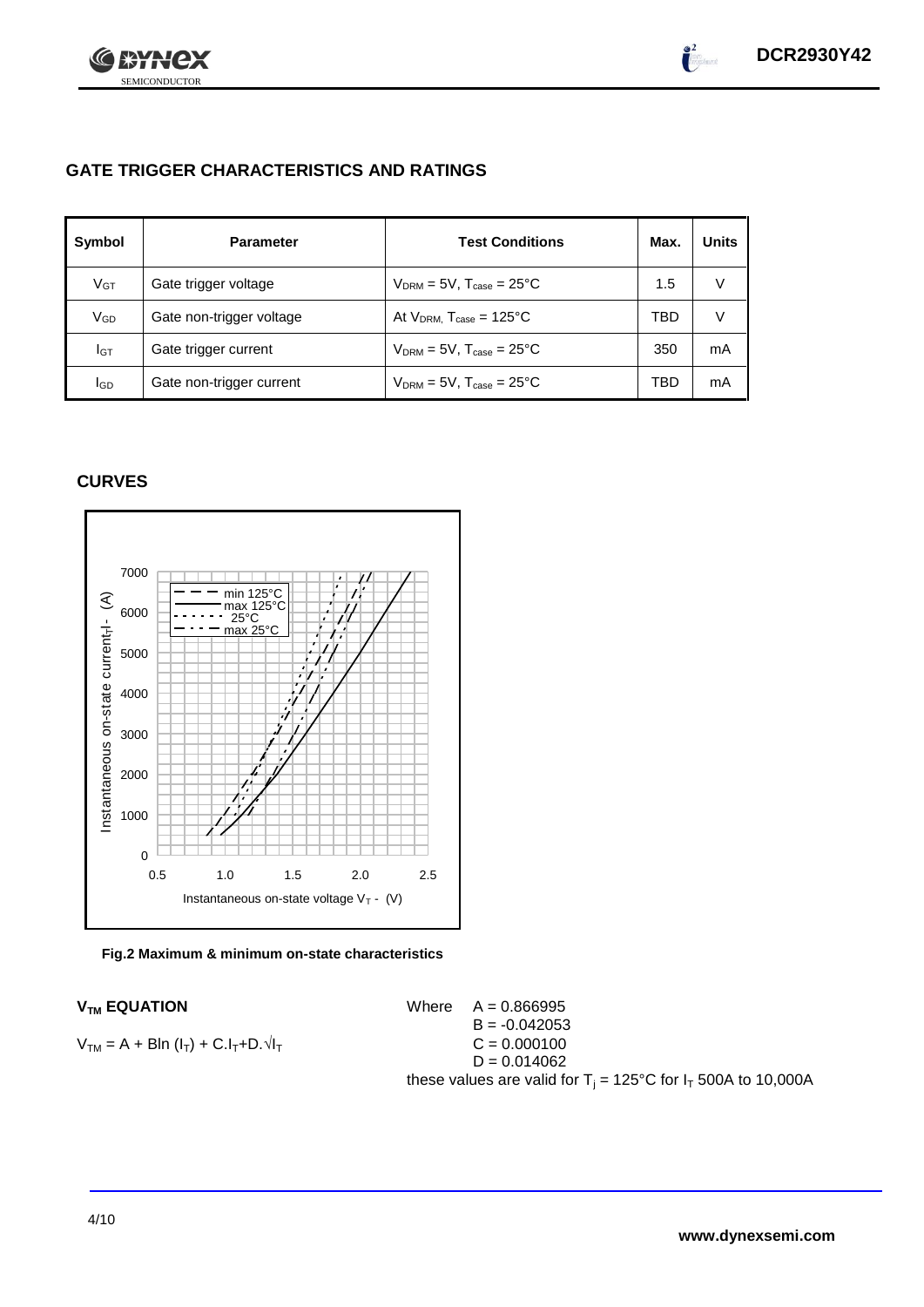## GATE TRIGGER CHARACTERISTICS AND RATINGS

| Symbol | Parameter | Test Conditions | Max. | Units |
|---|---|---|---|---|
| $V_{GT}$ | Gate trigger voltage | $V_{DRM}$ = 5V, $T_{case}$ = 25°C | 1.5 | V |
| $V_{GD}$ | Gate non-trigger voltage | At $V_{DRM}$, $T_{case}$ = 125°C | TBD | V |
| $I_{GT}$ | Gate trigger current | $V_{DRM}$ = 5V, $T_{case}$ = 25°C | 350 | mA |
| $I_{GD}$ | Gate non-trigger current | $V_{DRM}$ = 5V, $T_{case}$ = 25°C | TBD | mA |

## CURVES

Fig.2 Maximum & minimum on-state characteristics

### $V_{TM}$ EQUATION

$$V_{TM} = A + B\ln(I_T) + C.I_T + D.\sqrt{I_T}$$

Where
$A = 0.866995$
$B = -0.042053$
$C = 0.000100$
$D = 0.014062$

these values are valid for $T_j$ = 125°C for $I_T$ 500A to 10,000A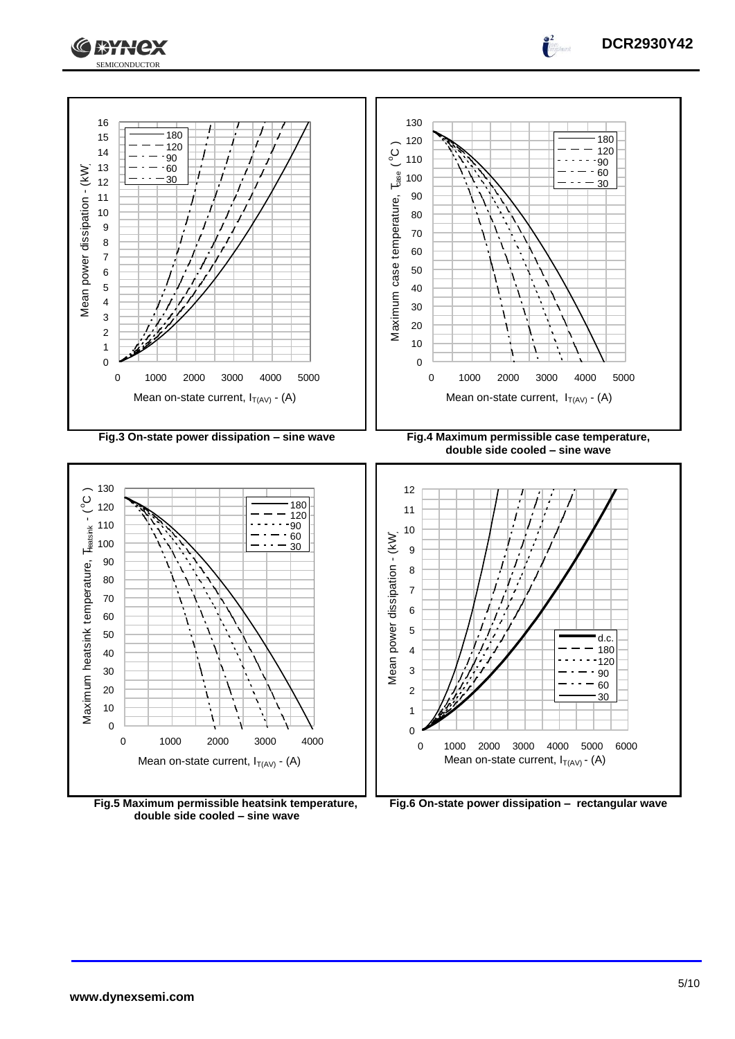Fig.3 On-state power dissipation – sine wave

Fig.4 Maximum permissible case temperature, double side cooled – sine wave

Fig.5 Maximum permissible heatsink temperature, double side cooled – sine wave

Fig.6 On-state power dissipation – rectangular wave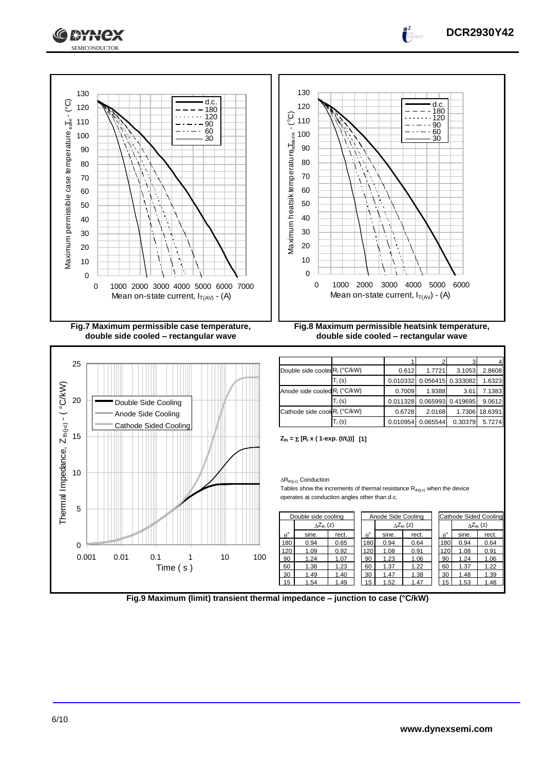Fig.7 Maximum permissible case temperature, double side cooled – rectangular wave

Fig.8 Maximum permissible heatsink temperature, double side cooled – rectangular wave

| | | 1 | 2 | 3 | 4 |
|---|---|---|---|---|---|
| Double side cooled | $R_i$ (°C/kW) | 0.612 | 1.7721 | 3.1053 | 2.8608 |
| | $T_i$ (s) | 0.010332 | 0.056415 | 0.333082 | 1.6323 |
| Anode side cooled | $R_i$ (°C/kW) | 0.7009 | 1.9388 | 3.61 | 7.1383 |
| | $T_i$ (s) | 0.011328 | 0.065993 | 0.419695 | 9.0612 |
| Cathode side cooled | $R_i$ (°C/kW) | 0.6728 | 2.0168 | 1.7306 | 18.6391 |
| | $T_i$ (s) | 0.010954 | 0.065544 | 0.30379 | 5.7274 |

$Z_{th} = \sum [R_i \times (1\text{-exp.}(t/t_i))]$ [1]

$\Delta R_{th(j\text{-}c)}$ Conduction

Tables show the increments of thermal resistance $R_{th(j\text{-}c)}$ when the device operates at conduction angles other than d.c.

| Double side cooling | | |
|---|---|---|
| | $\Delta Z_{th}$ (z) | |
| $\theta°$ | sine. | rect. |
| 180 | 0.94 | 0.65 |
| 120 | 1.09 | 0.92 |
| 90 | 1.24 | 1.07 |
| 60 | 1.38 | 1.23 |
| 30 | 1.49 | 1.40 |
| 15 | 1.54 | 1.49 |

| Anode Side Cooling | | |
|---|---|---|
| | $\Delta Z_{th}$ (z) | |
| $\theta°$ | sine. | rect. |
| 180 | 0.94 | 0.64 |
| 120 | 1.08 | 0.91 |
| 90 | 1.23 | 1.06 |
| 60 | 1.37 | 1.22 |
| 30 | 1.47 | 1.38 |
| 15 | 1.52 | 1.47 |

| Cathode Sided Cooling | | |
|---|---|---|
| | $\Delta Z_{th}$ (z) | |
| $\theta°$ | sine. | rect. |
| 180 | 0.94 | 0.64 |
| 120 | 1.08 | 0.91 |
| 90 | 1.24 | 1.06 |
| 60 | 1.37 | 1.22 |
| 30 | 1.48 | 1.39 |
| 15 | 1.53 | 1.48 |

Fig.9 Maximum (limit) transient thermal impedance – junction to case (°C/kW)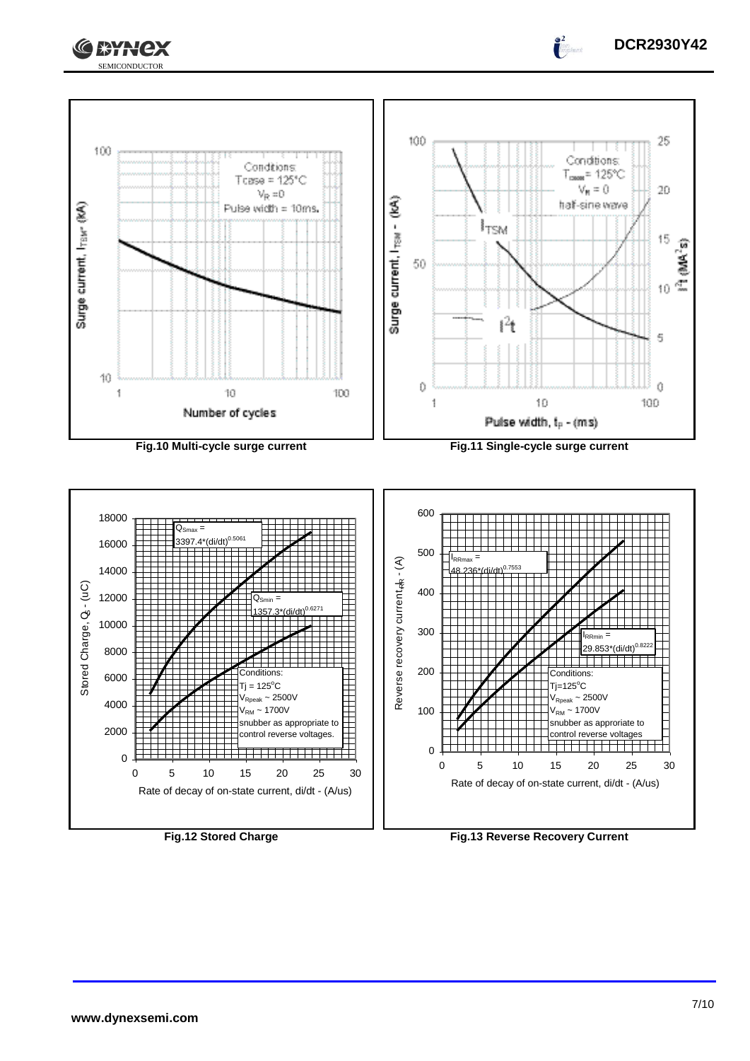Conditions:
Tcase = 125°C
$V_R$ = 0
Pulse width = 10ms.

Surge current, $I_{TSM}$ - (kA)

Number of cycles

**Fig.10 Multi-cycle surge current**

Conditions:
$T_{case}$ = 125°C
$V_R$ = 0
half-sine wave

$I_{TSM}$

$I^2t$

Surge current, $I_{TSM}$ - (kA)

$I^2t$ ($MA^2s$)

Pulse width, $t_p$ - (ms)

**Fig.11 Single-cycle surge current**

$Q_{Smax}$ = $3397.4*(di/dt)^{0.5061}$

$Q_{Smin}$ = $1357.3*(di/dt)^{0.6271}$

Conditions:
Tj = 125°C
$V_{Rpeak}$ ~ 2500V
$V_{RM}$ ~ 1700V
snubber as appropriate to control reverse voltages.

Stored Charge, $Q_S$ - (uC)

Rate of decay of on-state current, di/dt - (A/us)

**Fig.12 Stored Charge**

$I_{RRmax}$ = $48.236*(di/dt)^{0.7553}$

$I_{RRmin}$ = $29.853*(di/dt)^{0.8222}$

Conditions:
Tj=125°C
$V_{Rpeak}$ ~ 2500V
$V_{RM}$ ~ 1700V
snubber as approriate to control reverse voltages

Reverse recovery current $I_{RR}$ - (A)

Rate of decay of on-state current, di/dt - (A/us)

**Fig.13 Reverse Recovery Current**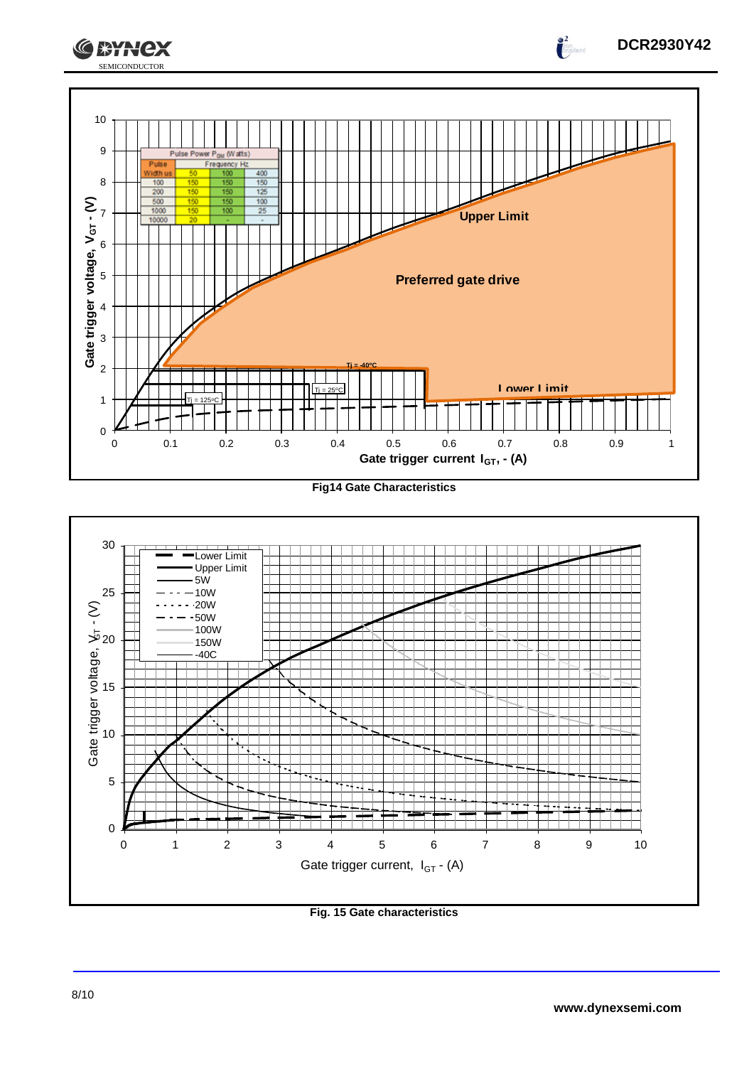| Pulse Power $P_{GM}$ (Watts) | | | |
|---|---|---|---|
| Pulse | Frequency Hz | | |
| Width us | 50 | 100 | 400 |
| 100 | 150 | 150 | 150 |
| 200 | 150 | 150 | 125 |
| 500 | 150 | 150 | 100 |
| 1000 | 150 | 100 | 25 |
| 10000 | 20 | - | - |

Fig14 Gate Characteristics

Fig. 15 Gate characteristics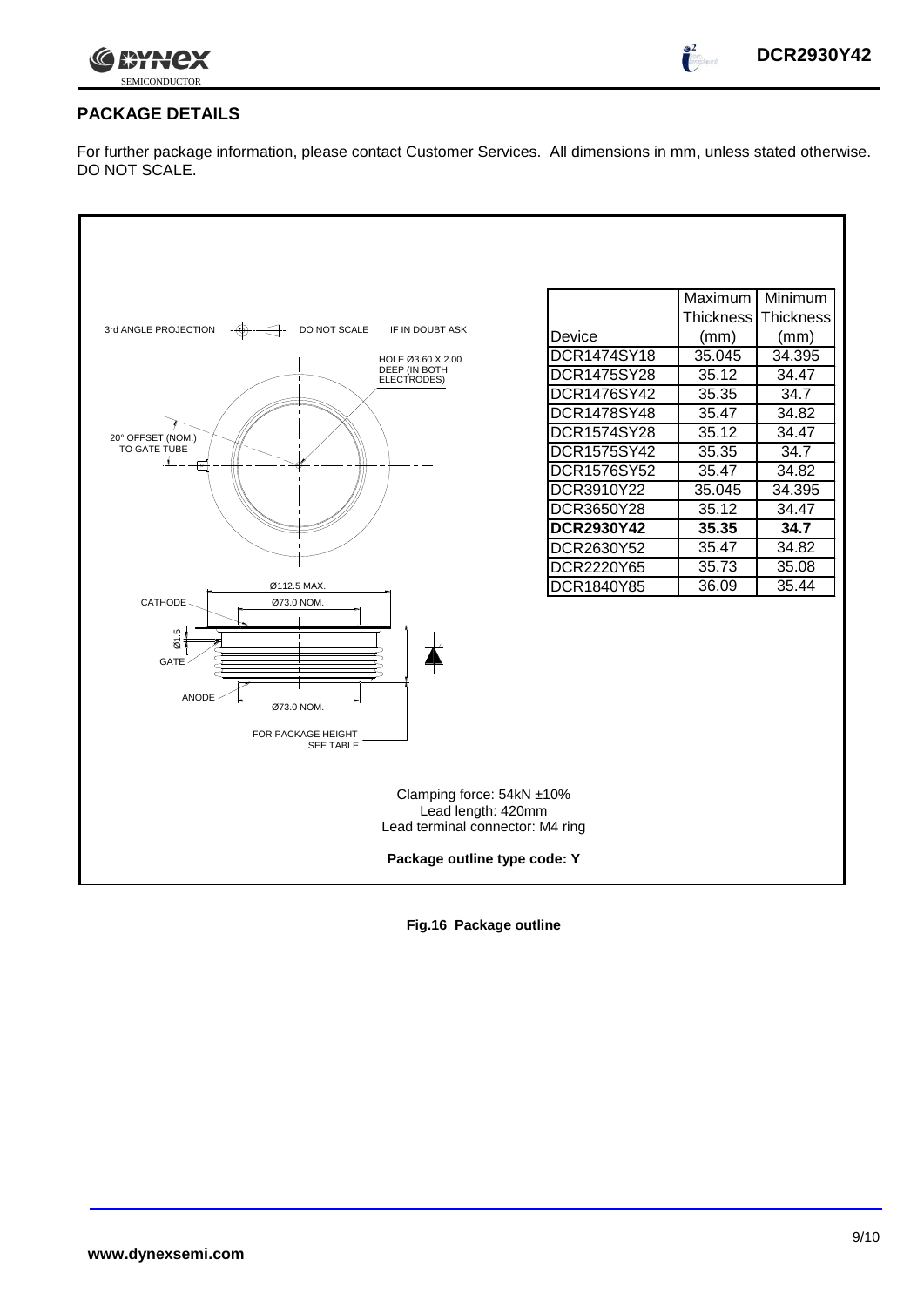## PACKAGE DETAILS

For further package information, please contact Customer Services. All dimensions in mm, unless stated otherwise. DO NOT SCALE.

3rd ANGLE PROJECTION   DO NOT SCALE   IF IN DOUBT ASK

HOLE Ø3.60 X 2.00 DEEP (IN BOTH ELECTRODES)

20° OFFSET (NOM.) TO GATE TUBE

Ø112.5 MAX.

CATHODE

Ø73.0 NOM.

Ø1.5

GATE

ANODE

Ø73.0 NOM.

FOR PACKAGE HEIGHT SEE TABLE

| Device | Maximum Thickness (mm) | Minimum Thickness (mm) |
|---|---|---|
| DCR1474SY18 | 35.045 | 34.395 |
| DCR1475SY28 | 35.12 | 34.47 |
| DCR1476SY42 | 35.35 | 34.7 |
| DCR1478SY48 | 35.47 | 34.82 |
| DCR1574SY28 | 35.12 | 34.47 |
| DCR1575SY42 | 35.35 | 34.7 |
| DCR1576SY52 | 35.47 | 34.82 |
| DCR3910Y22 | 35.045 | 34.395 |
| DCR3650Y28 | 35.12 | 34.47 |
| **DCR2930Y42** | **35.35** | **34.7** |
| DCR2630Y52 | 35.47 | 34.82 |
| DCR2220Y65 | 35.73 | 35.08 |
| DCR1840Y85 | 36.09 | 35.44 |

Clamping force: 54kN ±10%
Lead length: 420mm
Lead terminal connector: M4 ring

**Package outline type code: Y**

**Fig.16 Package outline**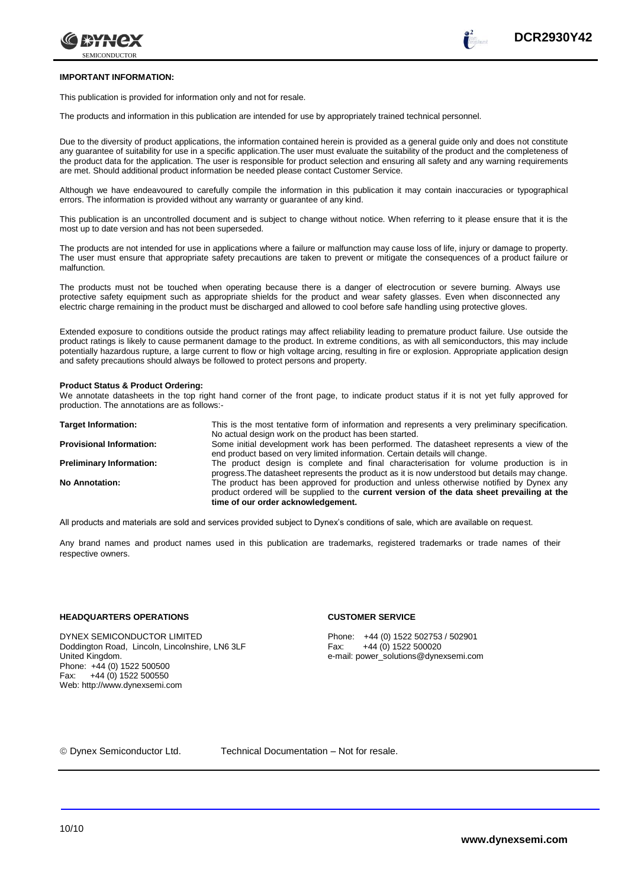**IMPORTANT INFORMATION:**

This publication is provided for information only and not for resale.

The products and information in this publication are intended for use by appropriately trained technical personnel.

Due to the diversity of product applications, the information contained herein is provided as a general guide only and does not constitute any guarantee of suitability for use in a specific application.The user must evaluate the suitability of the product and the completeness of the product data for the application. The user is responsible for product selection and ensuring all safety and any warning requirements are met. Should additional product information be needed please contact Customer Service.

Although we have endeavoured to carefully compile the information in this publication it may contain inaccuracies or typographical errors. The information is provided without any warranty or guarantee of any kind.

This publication is an uncontrolled document and is subject to change without notice. When referring to it please ensure that it is the most up to date version and has not been superseded.

The products are not intended for use in applications where a failure or malfunction may cause loss of life, injury or damage to property. The user must ensure that appropriate safety precautions are taken to prevent or mitigate the consequences of a product failure or malfunction.

The products must not be touched when operating because there is a danger of electrocution or severe burning. Always use protective safety equipment such as appropriate shields for the product and wear safety glasses. Even when disconnected any electric charge remaining in the product must be discharged and allowed to cool before safe handling using protective gloves.

Extended exposure to conditions outside the product ratings may affect reliability leading to premature product failure. Use outside the product ratings is likely to cause permanent damage to the product. In extreme conditions, as with all semiconductors, this may include potentially hazardous rupture, a large current to flow or high voltage arcing, resulting in fire or explosion. Appropriate application design and safety precautions should always be followed to protect persons and property.

**Product Status & Product Ordering:**

We annotate datasheets in the top right hand corner of the front page, to indicate product status if it is not yet fully approved for production. The annotations are as follows:-

| | |
|---|---|
| **Target Information:** | This is the most tentative form of information and represents a very preliminary specification. No actual design work on the product has been started. |
| **Provisional Information:** | Some initial development work has been performed. The datasheet represents a view of the end product based on very limited information. Certain details will change. |
| **Preliminary Information:** | The product design is complete and final characterisation for volume production is in progress.The datasheet represents the product as it is now understood but details may change. |
| **No Annotation:** | The product has been approved for production and unless otherwise notified by Dynex any product ordered will be supplied to the **current version of the data sheet prevailing at the time of our order acknowledgement.** |

All products and materials are sold and services provided subject to Dynex's conditions of sale, which are available on request.

Any brand names and product names used in this publication are trademarks, registered trademarks or trade names of their respective owners.

**HEADQUARTERS OPERATIONS**

DYNEX SEMICONDUCTOR LIMITED
Doddington Road, Lincoln, Lincolnshire, LN6 3LF
United Kingdom.
Phone: +44 (0) 1522 500500
Fax: +44 (0) 1522 500550
Web: http://www.dynexsemi.com

**CUSTOMER SERVICE**

Phone: +44 (0) 1522 502753 / 502901
Fax: +44 (0) 1522 500020
e-mail: power_solutions@dynexsemi.com

© Dynex Semiconductor Ltd. Technical Documentation – Not for resale.